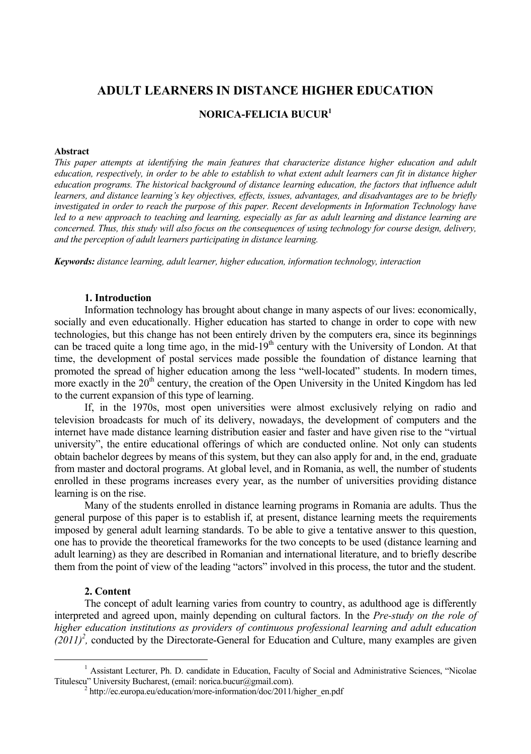# ADULT LEARNERS IN DISTANCE HIGHER EDUCATION

## NORICA-FELICIA BUCUR[1]

**Abstract**

*This paper attempts at identifying the main features that characterize distance higher education and adult education, respectively, in order to be able to establish to what extent adult learners can fit in distance higher education programs. The historical background of distance learning education, the factors that influence adult learners, and distance learning's key objectives, effects, issues, advantages, and disadvantages are to be briefly investigated in order to reach the purpose of this paper. Recent developments in Information Technology have led to a new approach to teaching and learning, especially as far as adult learning and distance learning are concerned. Thus, this study will also focus on the consequences of using technology for course design, delivery, and the perception of adult learners participating in distance learning.*

***Keywords:*** *distance learning, adult learner, higher education, information technology, interaction*

### 1. Introduction

Information technology has brought about change in many aspects of our lives: economically, socially and even educationally. Higher education has started to change in order to cope with new technologies, but this change has not been entirely driven by the computers era, since its beginnings can be traced quite a long time ago, in the mid-19th century with the University of London. At that time, the development of postal services made possible the foundation of distance learning that promoted the spread of higher education among the less "well-located" students. In modern times, more exactly in the 20th century, the creation of the Open University in the United Kingdom has led to the current expansion of this type of learning.

If, in the 1970s, most open universities were almost exclusively relying on radio and television broadcasts for much of its delivery, nowadays, the development of computers and the internet have made distance learning distribution easier and faster and have given rise to the "virtual university", the entire educational offerings of which are conducted online. Not only can students obtain bachelor degrees by means of this system, but they can also apply for and, in the end, graduate from master and doctoral programs. At global level, and in Romania, as well, the number of students enrolled in these programs increases every year, as the number of universities providing distance learning is on the rise.

Many of the students enrolled in distance learning programs in Romania are adults. Thus the general purpose of this paper is to establish if, at present, distance learning meets the requirements imposed by general adult learning standards. To be able to give a tentative answer to this question, one has to provide the theoretical frameworks for the two concepts to be used (distance learning and adult learning) as they are described in Romanian and international literature, and to briefly describe them from the point of view of the leading "actors" involved in this process, the tutor and the student.

### 2. Content

The concept of adult learning varies from country to country, as adulthood age is differently interpreted and agreed upon, mainly depending on cultural factors. In the *Pre-study on the role of higher education institutions as providers of continuous professional learning and adult education (2011)*[2], conducted by the Directorate-General for Education and Culture, many examples are given

---

[1] Assistant Lecturer, Ph. D. candidate in Education, Faculty of Social and Administrative Sciences, "Nicolae Titulescu" University Bucharest, (email: norica.bucur@gmail.com).

[2] http://ec.europa.eu/education/more-information/doc/2011/higher_en.pdf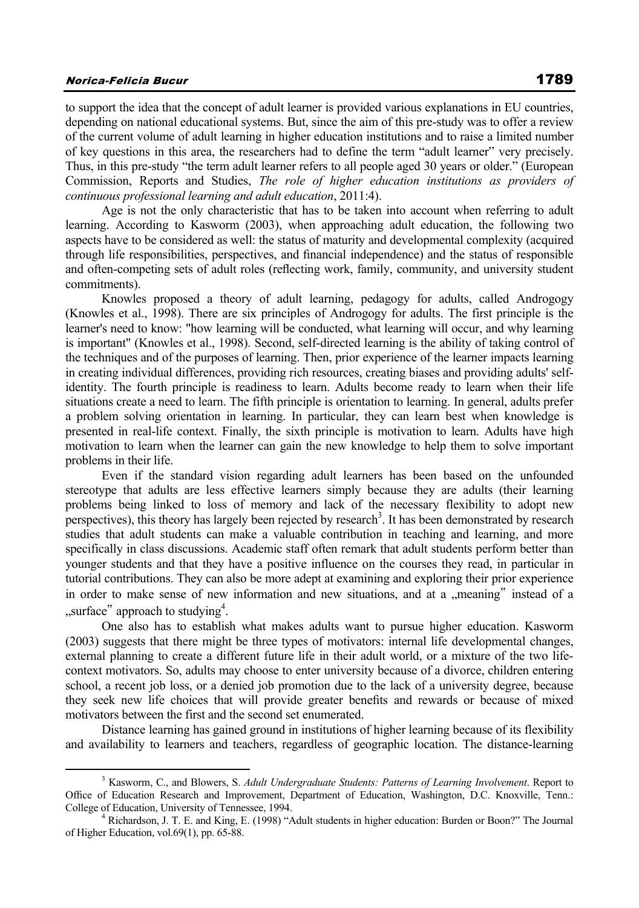to support the idea that the concept of adult learner is provided various explanations in EU countries, depending on national educational systems. But, since the aim of this pre-study was to offer a review of the current volume of adult learning in higher education institutions and to raise a limited number of key questions in this area, the researchers had to define the term "adult learner" very precisely. Thus, in this pre-study "the term adult learner refers to all people aged 30 years or older." (European Commission, Reports and Studies, *The role of higher education institutions as providers of continuous professional learning and adult education*, 2011:4).

Age is not the only characteristic that has to be taken into account when referring to adult learning. According to Kasworm (2003), when approaching adult education, the following two aspects have to be considered as well: the status of maturity and developmental complexity (acquired through life responsibilities, perspectives, and financial independence) and the status of responsible and often-competing sets of adult roles (reflecting work, family, community, and university student commitments).

Knowles proposed a theory of adult learning, pedagogy for adults, called Androgogy (Knowles et al., 1998). There are six principles of Androgogy for adults. The first principle is the learner's need to know: "how learning will be conducted, what learning will occur, and why learning is important" (Knowles et al., 1998). Second, self-directed learning is the ability of taking control of the techniques and of the purposes of learning. Then, prior experience of the learner impacts learning in creating individual differences, providing rich resources, creating biases and providing adults' self-identity. The fourth principle is readiness to learn. Adults become ready to learn when their life situations create a need to learn. The fifth principle is orientation to learning. In general, adults prefer a problem solving orientation in learning. In particular, they can learn best when knowledge is presented in real-life context. Finally, the sixth principle is motivation to learn. Adults have high motivation to learn when the learner can gain the new knowledge to help them to solve important problems in their life.

Even if the standard vision regarding adult learners has been based on the unfounded stereotype that adults are less effective learners simply because they are adults (their learning problems being linked to loss of memory and lack of the necessary flexibility to adopt new perspectives), this theory has largely been rejected by research[3]. It has been demonstrated by research studies that adult students can make a valuable contribution in teaching and learning, and more specifically in class discussions. Academic staff often remark that adult students perform better than younger students and that they have a positive influence on the courses they read, in particular in tutorial contributions. They can also be more adept at examining and exploring their prior experience in order to make sense of new information and new situations, and at a „meaning" instead of a „surface" approach to studying[4].

One also has to establish what makes adults want to pursue higher education. Kasworm (2003) suggests that there might be three types of motivators: internal life developmental changes, external planning to create a different future life in their adult world, or a mixture of the two life-context motivators. So, adults may choose to enter university because of a divorce, children entering school, a recent job loss, or a denied job promotion due to the lack of a university degree, because they seek new life choices that will provide greater benefits and rewards or because of mixed motivators between the first and the second set enumerated.

Distance learning has gained ground in institutions of higher learning because of its flexibility and availability to learners and teachers, regardless of geographic location. The distance-learning

---

[3] Kasworm, C., and Blowers, S. *Adult Undergraduate Students: Patterns of Learning Involvement*. Report to Office of Education Research and Improvement, Department of Education, Washington, D.C. Knoxville, Tenn.: College of Education, University of Tennessee, 1994.

[4] Richardson, J. T. E. and King, E. (1998) "Adult students in higher education: Burden or Boon?" The Journal of Higher Education, vol.69(1), pp. 65-88.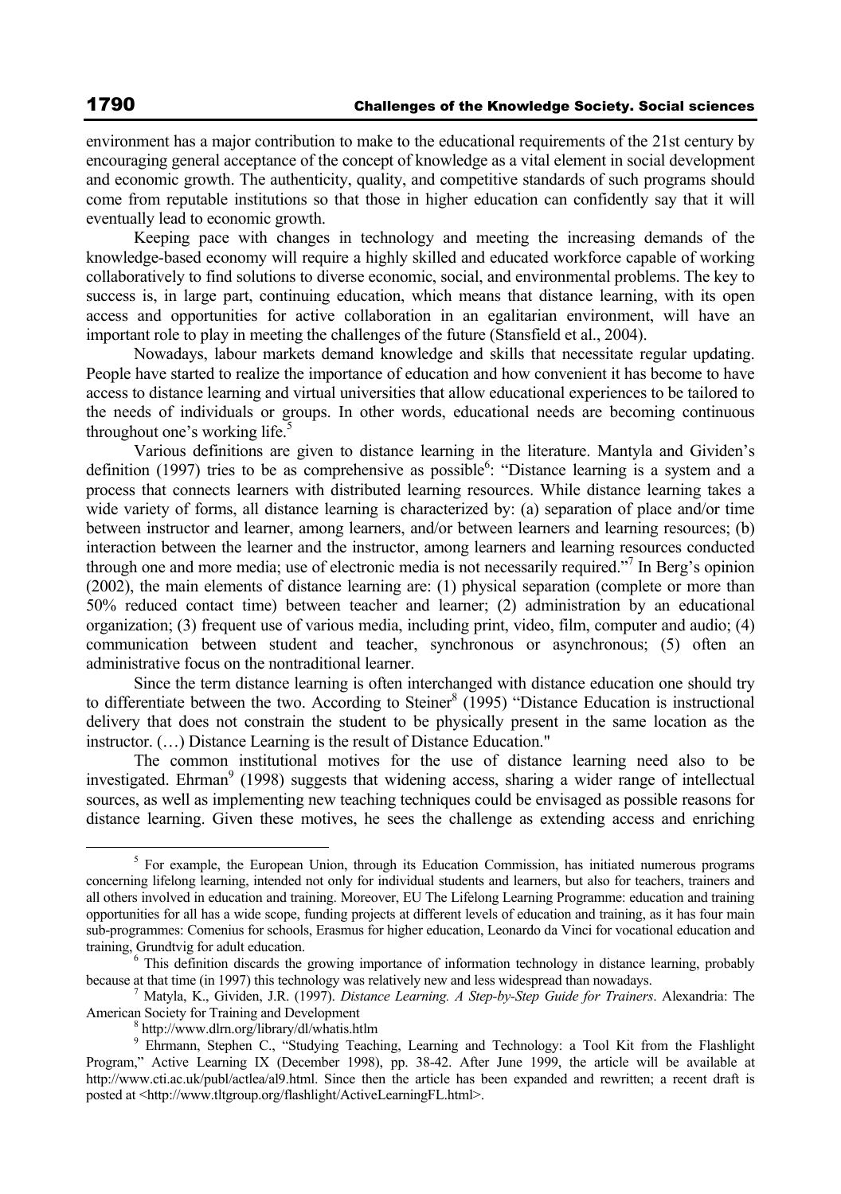environment has a major contribution to make to the educational requirements of the 21st century by encouraging general acceptance of the concept of knowledge as a vital element in social development and economic growth. The authenticity, quality, and competitive standards of such programs should come from reputable institutions so that those in higher education can confidently say that it will eventually lead to economic growth.

Keeping pace with changes in technology and meeting the increasing demands of the knowledge-based economy will require a highly skilled and educated workforce capable of working collaboratively to find solutions to diverse economic, social, and environmental problems. The key to success is, in large part, continuing education, which means that distance learning, with its open access and opportunities for active collaboration in an egalitarian environment, will have an important role to play in meeting the challenges of the future (Stansfield et al., 2004).

Nowadays, labour markets demand knowledge and skills that necessitate regular updating. People have started to realize the importance of education and how convenient it has become to have access to distance learning and virtual universities that allow educational experiences to be tailored to the needs of individuals or groups. In other words, educational needs are becoming continuous throughout one's working life.[5]

Various definitions are given to distance learning in the literature. Mantyla and Gividen's definition (1997) tries to be as comprehensive as possible[6]: "Distance learning is a system and a process that connects learners with distributed learning resources. While distance learning takes a wide variety of forms, all distance learning is characterized by: (a) separation of place and/or time between instructor and learner, among learners, and/or between learners and learning resources; (b) interaction between the learner and the instructor, among learners and learning resources conducted through one and more media; use of electronic media is not necessarily required."[7] In Berg's opinion (2002), the main elements of distance learning are: (1) physical separation (complete or more than 50% reduced contact time) between teacher and learner; (2) administration by an educational organization; (3) frequent use of various media, including print, video, film, computer and audio; (4) communication between student and teacher, synchronous or asynchronous; (5) often an administrative focus on the nontraditional learner.

Since the term distance learning is often interchanged with distance education one should try to differentiate between the two. According to Steiner[8] (1995) "Distance Education is instructional delivery that does not constrain the student to be physically present in the same location as the instructor. (…) Distance Learning is the result of Distance Education."

The common institutional motives for the use of distance learning need also to be investigated. Ehrman[9] (1998) suggests that widening access, sharing a wider range of intellectual sources, as well as implementing new teaching techniques could be envisaged as possible reasons for distance learning. Given these motives, he sees the challenge as extending access and enriching

---

[5] For example, the European Union, through its Education Commission, has initiated numerous programs concerning lifelong learning, intended not only for individual students and learners, but also for teachers, trainers and all others involved in education and training. Moreover, EU The Lifelong Learning Programme: education and training opportunities for all has a wide scope, funding projects at different levels of education and training, as it has four main sub-programmes: Comenius for schools, Erasmus for higher education, Leonardo da Vinci for vocational education and training, Grundtvig for adult education.

[6] This definition discards the growing importance of information technology in distance learning, probably because at that time (in 1997) this technology was relatively new and less widespread than nowadays.

[7] Matyla, K., Gividen, J.R. (1997). *Distance Learning. A Step-by-Step Guide for Trainers*. Alexandria: The American Society for Training and Development

[8] http://www.dlrn.org/library/dl/whatis.htlm

[9] Ehrmann, Stephen C., "Studying Teaching, Learning and Technology: a Tool Kit from the Flashlight Program," Active Learning IX (December 1998), pp. 38-42. After June 1999, the article will be available at http://www.cti.ac.uk/publ/actlea/al9.html. Since then the article has been expanded and rewritten; a recent draft is posted at <http://www.tltgroup.org/flashlight/ActiveLearningFL.html>.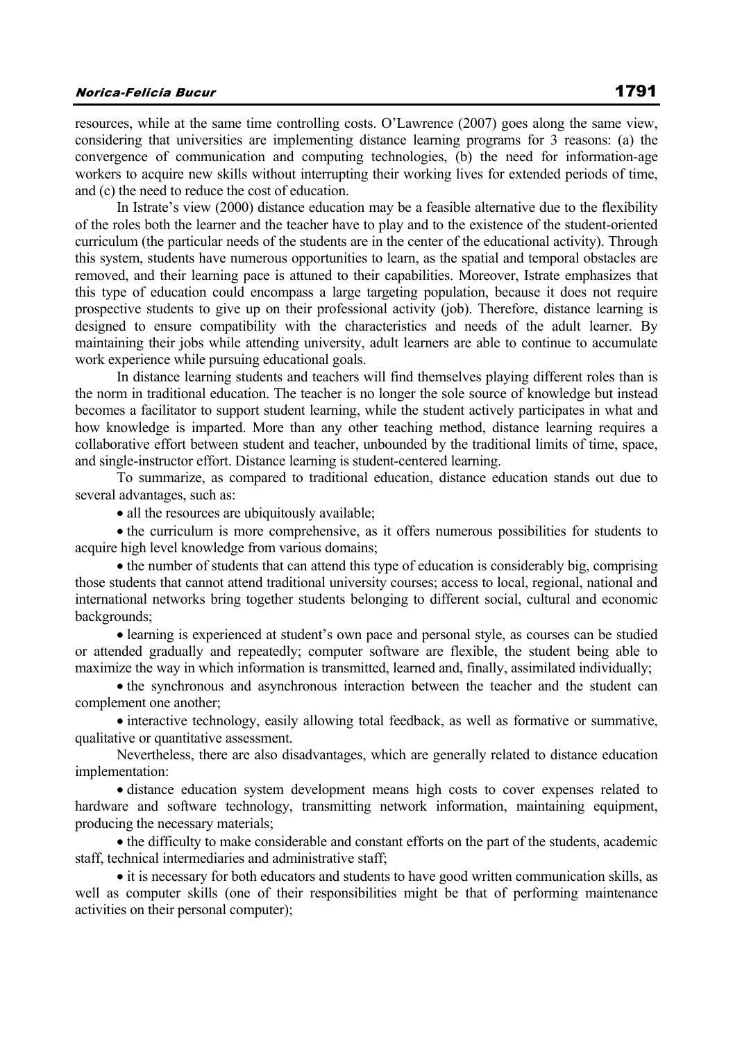resources, while at the same time controlling costs. O'Lawrence (2007) goes along the same view, considering that universities are implementing distance learning programs for 3 reasons: (a) the convergence of communication and computing technologies, (b) the need for information-age workers to acquire new skills without interrupting their working lives for extended periods of time, and (c) the need to reduce the cost of education.

In Istrate's view (2000) distance education may be a feasible alternative due to the flexibility of the roles both the learner and the teacher have to play and to the existence of the student-oriented curriculum (the particular needs of the students are in the center of the educational activity). Through this system, students have numerous opportunities to learn, as the spatial and temporal obstacles are removed, and their learning pace is attuned to their capabilities. Moreover, Istrate emphasizes that this type of education could encompass a large targeting population, because it does not require prospective students to give up on their professional activity (job). Therefore, distance learning is designed to ensure compatibility with the characteristics and needs of the adult learner. By maintaining their jobs while attending university, adult learners are able to continue to accumulate work experience while pursuing educational goals.

In distance learning students and teachers will find themselves playing different roles than is the norm in traditional education. The teacher is no longer the sole source of knowledge but instead becomes a facilitator to support student learning, while the student actively participates in what and how knowledge is imparted. More than any other teaching method, distance learning requires a collaborative effort between student and teacher, unbounded by the traditional limits of time, space, and single-instructor effort. Distance learning is student-centered learning.

To summarize, as compared to traditional education, distance education stands out due to several advantages, such as:

- all the resources are ubiquitously available;
- the curriculum is more comprehensive, as it offers numerous possibilities for students to acquire high level knowledge from various domains;
- the number of students that can attend this type of education is considerably big, comprising those students that cannot attend traditional university courses; access to local, regional, national and international networks bring together students belonging to different social, cultural and economic backgrounds;
- learning is experienced at student's own pace and personal style, as courses can be studied or attended gradually and repeatedly; computer software are flexible, the student being able to maximize the way in which information is transmitted, learned and, finally, assimilated individually;
- the synchronous and asynchronous interaction between the teacher and the student can complement one another;
- interactive technology, easily allowing total feedback, as well as formative or summative, qualitative or quantitative assessment.

Nevertheless, there are also disadvantages, which are generally related to distance education implementation:

- distance education system development means high costs to cover expenses related to hardware and software technology, transmitting network information, maintaining equipment, producing the necessary materials;
- the difficulty to make considerable and constant efforts on the part of the students, academic staff, technical intermediaries and administrative staff;
- it is necessary for both educators and students to have good written communication skills, as well as computer skills (one of their responsibilities might be that of performing maintenance activities on their personal computer);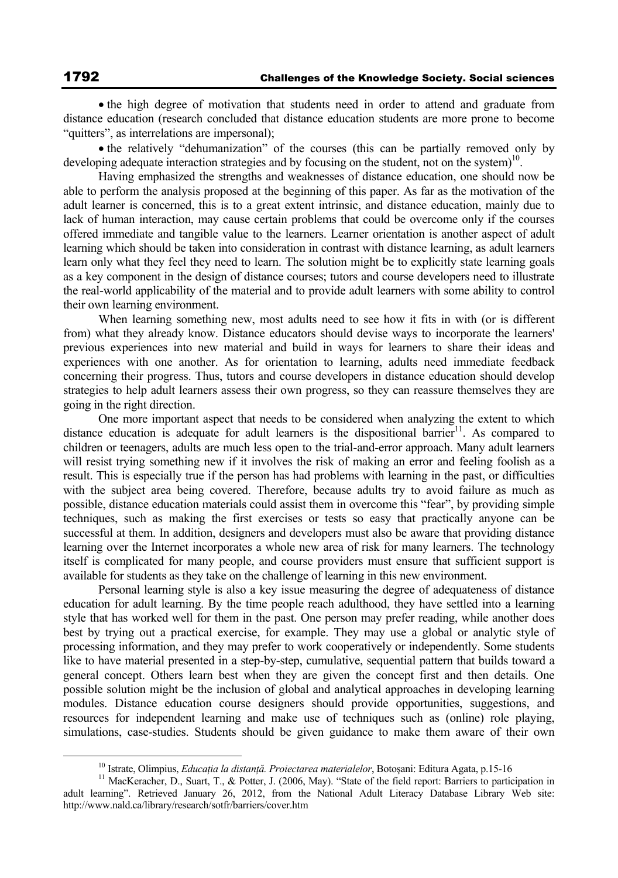- the high degree of motivation that students need in order to attend and graduate from distance education (research concluded that distance education students are more prone to become "quitters", as interrelations are impersonal);
- the relatively "dehumanization" of the courses (this can be partially removed only by developing adequate interaction strategies and by focusing on the student, not on the system)[10].

Having emphasized the strengths and weaknesses of distance education, one should now be able to perform the analysis proposed at the beginning of this paper. As far as the motivation of the adult learner is concerned, this is to a great extent intrinsic, and distance education, mainly due to lack of human interaction, may cause certain problems that could be overcome only if the courses offered immediate and tangible value to the learners. Learner orientation is another aspect of adult learning which should be taken into consideration in contrast with distance learning, as adult learners learn only what they feel they need to learn. The solution might be to explicitly state learning goals as a key component in the design of distance courses; tutors and course developers need to illustrate the real-world applicability of the material and to provide adult learners with some ability to control their own learning environment.

When learning something new, most adults need to see how it fits in with (or is different from) what they already know. Distance educators should devise ways to incorporate the learners' previous experiences into new material and build in ways for learners to share their ideas and experiences with one another. As for orientation to learning, adults need immediate feedback concerning their progress. Thus, tutors and course developers in distance education should develop strategies to help adult learners assess their own progress, so they can reassure themselves they are going in the right direction.

One more important aspect that needs to be considered when analyzing the extent to which distance education is adequate for adult learners is the dispositional barrier[11]. As compared to children or teenagers, adults are much less open to the trial-and-error approach. Many adult learners will resist trying something new if it involves the risk of making an error and feeling foolish as a result. This is especially true if the person has had problems with learning in the past, or difficulties with the subject area being covered. Therefore, because adults try to avoid failure as much as possible, distance education materials could assist them in overcome this "fear", by providing simple techniques, such as making the first exercises or tests so easy that practically anyone can be successful at them. In addition, designers and developers must also be aware that providing distance learning over the Internet incorporates a whole new area of risk for many learners. The technology itself is complicated for many people, and course providers must ensure that sufficient support is available for students as they take on the challenge of learning in this new environment.

Personal learning style is also a key issue measuring the degree of adequateness of distance education for adult learning. By the time people reach adulthood, they have settled into a learning style that has worked well for them in the past. One person may prefer reading, while another does best by trying out a practical exercise, for example. They may use a global or analytic style of processing information, and they may prefer to work cooperatively or independently. Some students like to have material presented in a step-by-step, cumulative, sequential pattern that builds toward a general concept. Others learn best when they are given the concept first and then details. One possible solution might be the inclusion of global and analytical approaches in developing learning modules. Distance education course designers should provide opportunities, suggestions, and resources for independent learning and make use of techniques such as (online) role playing, simulations, case-studies. Students should be given guidance to make them aware of their own

---

[10] Istrate, Olimpius, *Educația la distanță. Proiectarea materialelor*, Botoșani: Editura Agata, p.15-16

[11] MacKeracher, D., Suart, T., & Potter, J. (2006, May). "State of the field report: Barriers to participation in adult learning". Retrieved January 26, 2012, from the National Adult Literacy Database Library Web site: http://www.nald.ca/library/research/sotfr/barriers/cover.htm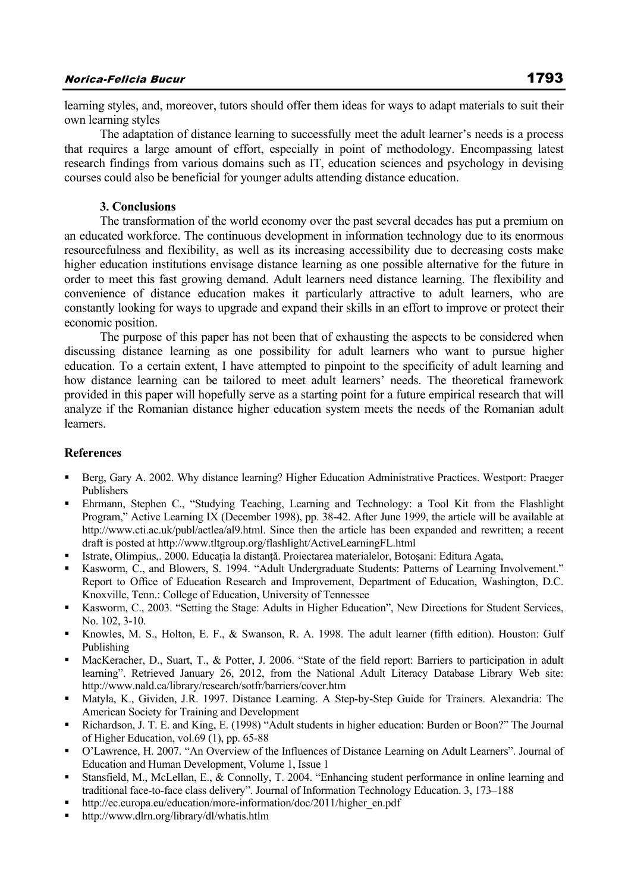learning styles, and, moreover, tutors should offer them ideas for ways to adapt materials to suit their own learning styles

The adaptation of distance learning to successfully meet the adult learner's needs is a process that requires a large amount of effort, especially in point of methodology. Encompassing latest research findings from various domains such as IT, education sciences and psychology in devising courses could also be beneficial for younger adults attending distance education.

### 3. Conclusions

The transformation of the world economy over the past several decades has put a premium on an educated workforce. The continuous development in information technology due to its enormous resourcefulness and flexibility, as well as its increasing accessibility due to decreasing costs make higher education institutions envisage distance learning as one possible alternative for the future in order to meet this fast growing demand. Adult learners need distance learning. The flexibility and convenience of distance education makes it particularly attractive to adult learners, who are constantly looking for ways to upgrade and expand their skills in an effort to improve or protect their economic position.

The purpose of this paper has not been that of exhausting the aspects to be considered when discussing distance learning as one possibility for adult learners who want to pursue higher education. To a certain extent, I have attempted to pinpoint to the specificity of adult learning and how distance learning can be tailored to meet adult learners' needs. The theoretical framework provided in this paper will hopefully serve as a starting point for a future empirical research that will analyze if the Romanian distance higher education system meets the needs of the Romanian adult learners.

### References

- Berg, Gary A. 2002. Why distance learning? Higher Education Administrative Practices. Westport: Praeger Publishers
- Ehrmann, Stephen C., "Studying Teaching, Learning and Technology: a Tool Kit from the Flashlight Program," Active Learning IX (December 1998), pp. 38-42. After June 1999, the article will be available at http://www.cti.ac.uk/publ/actlea/al9.html. Since then the article has been expanded and rewritten; a recent draft is posted at http://www.tltgroup.org/flashlight/ActiveLearningFL.html
- Istrate, Olimpius,. 2000. Educația la distanță. Proiectarea materialelor, Botoșani: Editura Agata,
- Kasworm, C., and Blowers, S. 1994. "Adult Undergraduate Students: Patterns of Learning Involvement." Report to Office of Education Research and Improvement, Department of Education, Washington, D.C. Knoxville, Tenn.: College of Education, University of Tennessee
- Kasworm, C., 2003. "Setting the Stage: Adults in Higher Education", New Directions for Student Services, No. 102, 3-10.
- Knowles, M. S., Holton, E. F., & Swanson, R. A. 1998. The adult learner (fifth edition). Houston: Gulf Publishing
- MacKeracher, D., Suart, T., & Potter, J. 2006. "State of the field report: Barriers to participation in adult learning". Retrieved January 26, 2012, from the National Adult Literacy Database Library Web site: http://www.nald.ca/library/research/sotfr/barriers/cover.htm
- Matyla, K., Gividen, J.R. 1997. Distance Learning. A Step-by-Step Guide for Trainers. Alexandria: The American Society for Training and Development
- Richardson, J. T. E. and King, E. (1998) "Adult students in higher education: Burden or Boon?" The Journal of Higher Education, vol.69 (1), pp. 65-88
- O'Lawrence, H. 2007. "An Overview of the Influences of Distance Learning on Adult Learners". Journal of Education and Human Development, Volume 1, Issue 1
- Stansfield, M., McLellan, E., & Connolly, T. 2004. "Enhancing student performance in online learning and traditional face-to-face class delivery". Journal of Information Technology Education. 3, 173–188
- http://ec.europa.eu/education/more-information/doc/2011/higher_en.pdf
- http://www.dlrn.org/library/dl/whatis.htlm